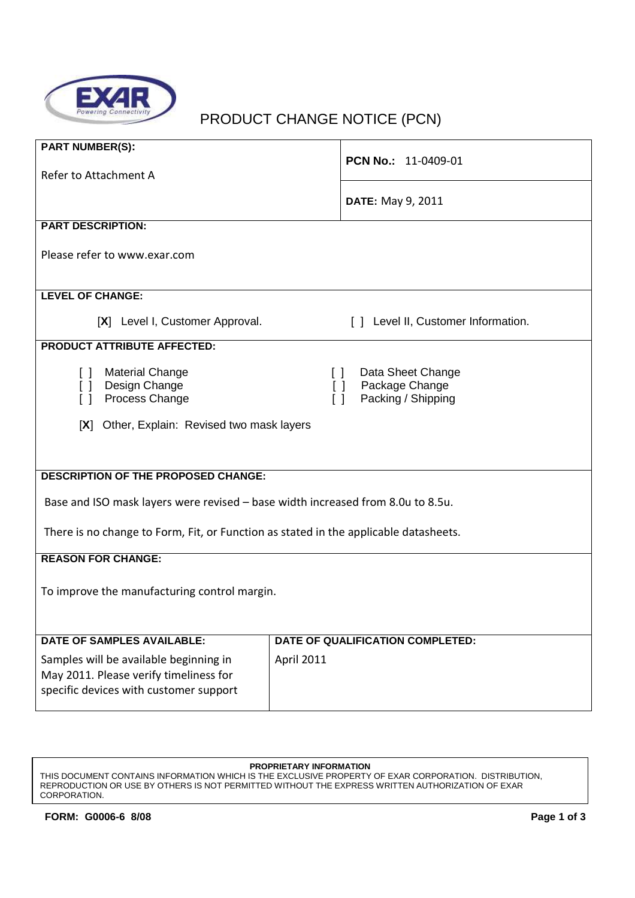EXAR
Powering Connectivity

# PRODUCT CHANGE NOTICE (PCN)

**PART NUMBER(S):**

Refer to Attachment A

**PCN No.:** 11-0409-01

**DATE:** May 9, 2011

**PART DESCRIPTION:**

Please refer to www.exar.com

**LEVEL OF CHANGE:**

[**X**] Level I, Customer Approval.

[ ] Level II, Customer Information.

**PRODUCT ATTRIBUTE AFFECTED:**

[ ] Material Change
[ ] Design Change
[ ] Process Change

[ ] Data Sheet Change
[ ] Package Change
[ ] Packing / Shipping

[**X**] Other, Explain: Revised two mask layers

**DESCRIPTION OF THE PROPOSED CHANGE:**

Base and ISO mask layers were revised – base width increased from 8.0u to 8.5u.

There is no change to Form, Fit, or Function as stated in the applicable datasheets.

**REASON FOR CHANGE:**

To improve the manufacturing control margin.

| DATE OF SAMPLES AVAILABLE: | DATE OF QUALIFICATION COMPLETED: |
|---|---|
| Samples will be available beginning in May 2011. Please verify timeliness for specific devices with customer support | April 2011 |

**PROPRIETARY INFORMATION**
THIS DOCUMENT CONTAINS INFORMATION WHICH IS THE EXCLUSIVE PROPERTY OF EXAR CORPORATION. DISTRIBUTION, REPRODUCTION OR USE BY OTHERS IS NOT PERMITTED WITHOUT THE EXPRESS WRITTEN AUTHORIZATION OF EXAR CORPORATION.

**FORM: G0006-6 8/08**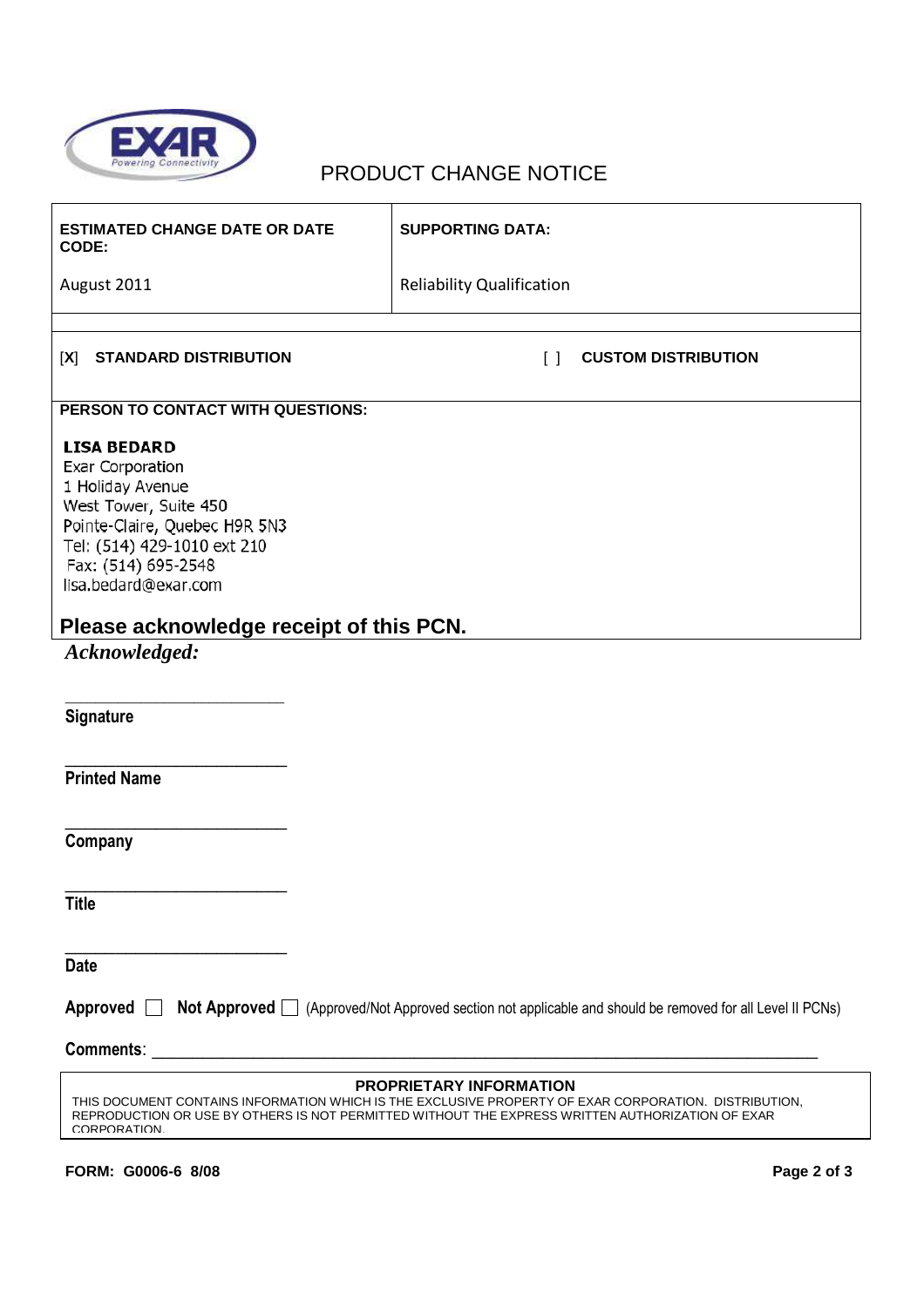# PRODUCT CHANGE NOTICE

| **ESTIMATED CHANGE DATE OR DATE CODE:** | **SUPPORTING DATA:** |
|---|---|
| August 2011 | Reliability Qualification |

[X] **STANDARD DISTRIBUTION** [ ] **CUSTOM DISTRIBUTION**

**PERSON TO CONTACT WITH QUESTIONS:**

**LISA BEDARD**
Exar Corporation
1 Holiday Avenue
West Tower, Suite 450
Pointe-Claire, Quebec H9R 5N3
Tel: (514) 429-1010 ext 210
Fax: (514) 695-2548
lisa.bedard@exar.com

## Please acknowledge receipt of this PCN.

***Acknowledged:***

\_\_\_\_\_\_\_\_\_\_\_\_\_\_\_\_\_\_\_\_\_\_\_\_\_\_
**Signature**

\_\_\_\_\_\_\_\_\_\_\_\_\_\_\_\_\_\_\_\_\_\_\_\_\_\_
**Printed Name**

\_\_\_\_\_\_\_\_\_\_\_\_\_\_\_\_\_\_\_\_\_\_\_\_\_\_
**Company**

\_\_\_\_\_\_\_\_\_\_\_\_\_\_\_\_\_\_\_\_\_\_\_\_\_\_
**Title**

\_\_\_\_\_\_\_\_\_\_\_\_\_\_\_\_\_\_\_\_\_\_\_\_\_\_
**Date**

**Approved** ☐ **Not Approved** ☐ (Approved/Not Approved section not applicable and should be removed for all Level II PCNs)

**Comments**: \_\_\_\_\_\_\_\_\_\_\_\_\_\_\_\_\_\_\_\_\_\_\_\_\_\_\_\_\_\_\_\_\_\_\_\_\_\_\_\_\_\_\_\_\_\_\_\_\_\_\_\_\_\_\_\_\_\_\_\_\_\_\_\_\_\_\_\_\_\_\_\_\_\_

**PROPRIETARY INFORMATION**

THIS DOCUMENT CONTAINS INFORMATION WHICH IS THE EXCLUSIVE PROPERTY OF EXAR CORPORATION. DISTRIBUTION, REPRODUCTION OR USE BY OTHERS IS NOT PERMITTED WITHOUT THE EXPRESS WRITTEN AUTHORIZATION OF EXAR CORPORATION.

**FORM: G0006-6 8/08**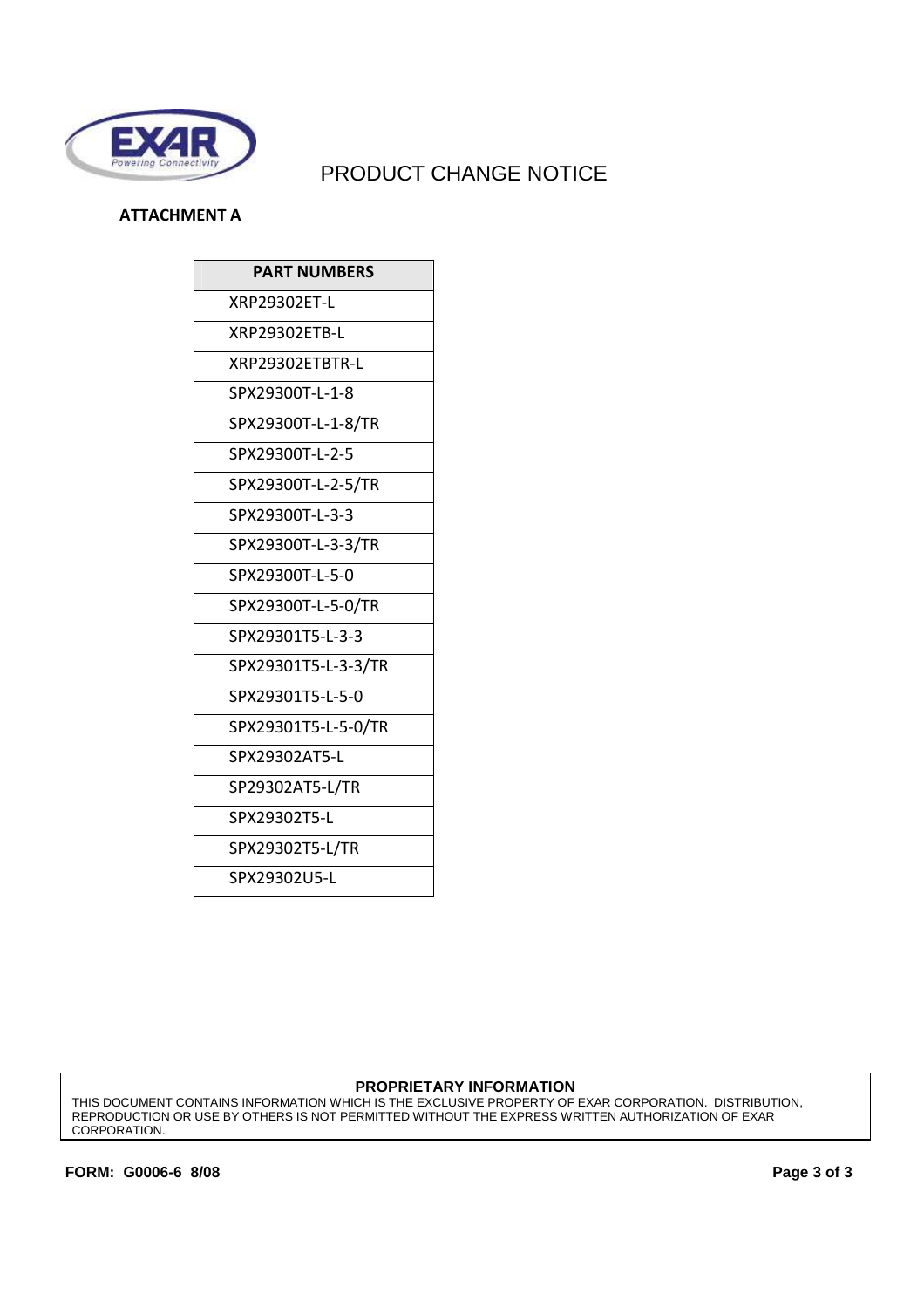PRODUCT CHANGE NOTICE

**ATTACHMENT A**

| PART NUMBERS |
|---|
| XRP29302ET-L |
| XRP29302ETB-L |
| XRP29302ETBTR-L |
| SPX29300T-L-1-8 |
| SPX29300T-L-1-8/TR |
| SPX29300T-L-2-5 |
| SPX29300T-L-2-5/TR |
| SPX29300T-L-3-3 |
| SPX29300T-L-3-3/TR |
| SPX29300T-L-5-0 |
| SPX29300T-L-5-0/TR |
| SPX29301T5-L-3-3 |
| SPX29301T5-L-3-3/TR |
| SPX29301T5-L-5-0 |
| SPX29301T5-L-5-0/TR |
| SPX29302AT5-L |
| SP29302AT5-L/TR |
| SPX29302T5-L |
| SPX29302T5-L/TR |
| SPX29302U5-L |

**PROPRIETARY INFORMATION**

THIS DOCUMENT CONTAINS INFORMATION WHICH IS THE EXCLUSIVE PROPERTY OF EXAR CORPORATION. DISTRIBUTION, REPRODUCTION OR USE BY OTHERS IS NOT PERMITTED WITHOUT THE EXPRESS WRITTEN AUTHORIZATION OF EXAR CORPORATION.

**FORM: G0006-6 8/08**